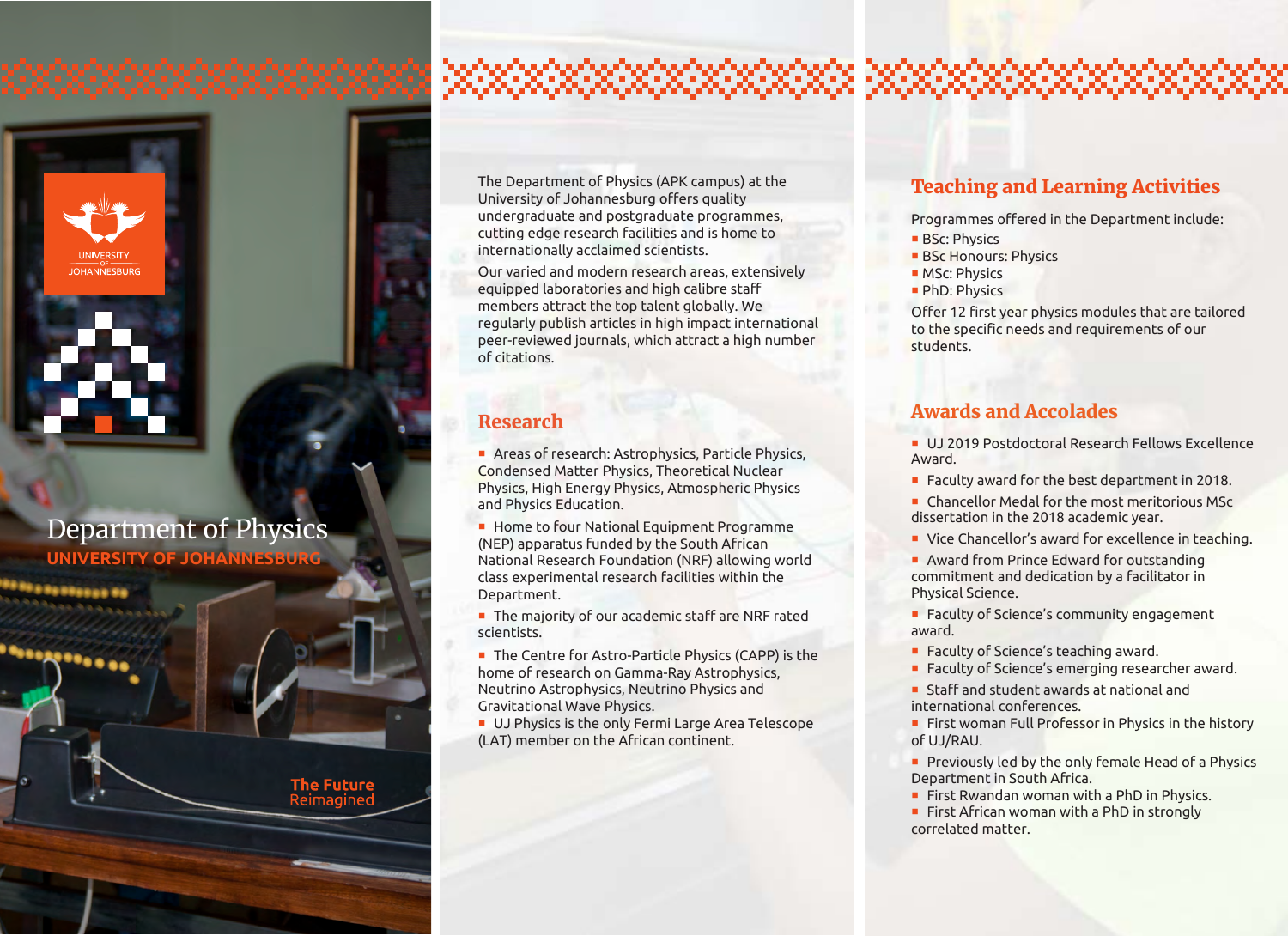UNIVERSITY OF JOHANNESBURG

# Department of Physics

**UNIVERSITY OF JOHANNESBURG**

**The Future** Reimagined

The Department of Physics (APK campus) at the University of Johannesburg offers quality undergraduate and postgraduate programmes, cutting edge research facilities and is home to internationally acclaimed scientists.

Our varied and modern research areas, extensively equipped laboratories and high calibre staff members attract the top talent globally. We regularly publish articles in high impact international peer-reviewed journals, which attract a high number of citations.

## Research

- Areas of research: Astrophysics, Particle Physics, Condensed Matter Physics, Theoretical Nuclear Physics, High Energy Physics, Atmospheric Physics and Physics Education.
- Home to four National Equipment Programme (NEP) apparatus funded by the South African National Research Foundation (NRF) allowing world class experimental research facilities within the Department.
- The majority of our academic staff are NRF rated scientists.
- The Centre for Astro-Particle Physics (CAPP) is the home of research on Gamma-Ray Astrophysics, Neutrino Astrophysics, Neutrino Physics and Gravitational Wave Physics.
- UJ Physics is the only Fermi Large Area Telescope (LAT) member on the African continent.

## Teaching and Learning Activities

Programmes offered in the Department include:

- BSc: Physics
- BSc Honours: Physics
- MSc: Physics
- PhD: Physics

Offer 12 first year physics modules that are tailored to the specific needs and requirements of our students.

## Awards and Accolades

- UJ 2019 Postdoctoral Research Fellows Excellence Award.
- Faculty award for the best department in 2018.
- Chancellor Medal for the most meritorious MSc dissertation in the 2018 academic year.
- Vice Chancellor's award for excellence in teaching.
- Award from Prince Edward for outstanding commitment and dedication by a facilitator in Physical Science.
- Faculty of Science's community engagement award.
- Faculty of Science's teaching award.
- Faculty of Science's emerging researcher award.
- Staff and student awards at national and international conferences.
- First woman Full Professor in Physics in the history of UJ/RAU.
- Previously led by the only female Head of a Physics Department in South Africa.
- First Rwandan woman with a PhD in Physics.
- First African woman with a PhD in strongly correlated matter.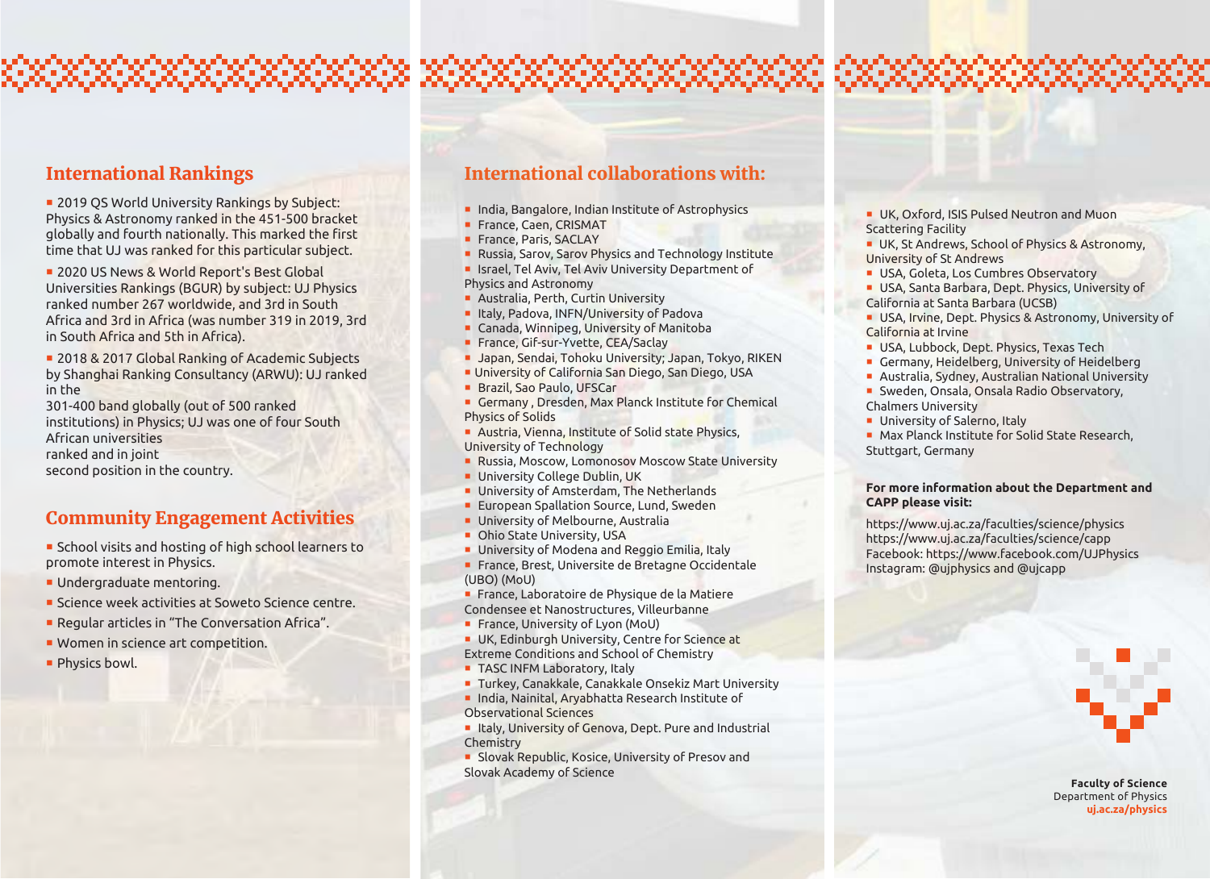## International Rankings

- 2019 QS World University Rankings by Subject: Physics & Astronomy ranked in the 451-500 bracket globally and fourth nationally. This marked the first time that UJ was ranked for this particular subject.
- 2020 US News & World Report's Best Global Universities Rankings (BGUR) by subject: UJ Physics ranked number 267 worldwide, and 3rd in South Africa and 3rd in Africa (was number 319 in 2019, 3rd in South Africa and 5th in Africa).
- 2018 & 2017 Global Ranking of Academic Subjects by Shanghai Ranking Consultancy (ARWU): UJ ranked in the 301-400 band globally (out of 500 ranked institutions) in Physics; UJ was one of four South African universities ranked and in joint second position in the country.

## Community Engagement Activities

- School visits and hosting of high school learners to promote interest in Physics.
- Undergraduate mentoring.
- Science week activities at Soweto Science centre.
- Regular articles in "The Conversation Africa".
- Women in science art competition.
- Physics bowl.

## International collaborations with:

- India, Bangalore, Indian Institute of Astrophysics
- France, Caen, CRISMAT
- France, Paris, SACLAY
- Russia, Sarov, Sarov Physics and Technology Institute
- Israel, Tel Aviv, Tel Aviv University Department of Physics and Astronomy
- Australia, Perth, Curtin University
- Italy, Padova, INFN/University of Padova
- Canada, Winnipeg, University of Manitoba
- France, Gif-sur-Yvette, CEA/Saclay
- Japan, Sendai, Tohoku University; Japan, Tokyo, RIKEN
- University of California San Diego, San Diego, USA
- Brazil, Sao Paulo, UFSCar
- Germany , Dresden, Max Planck Institute for Chemical Physics of Solids
- Austria, Vienna, Institute of Solid state Physics, University of Technology
- Russia, Moscow, Lomonosov Moscow State University
- University College Dublin, UK
- University of Amsterdam, The Netherlands
- European Spallation Source, Lund, Sweden
- University of Melbourne, Australia
- Ohio State University, USA
- University of Modena and Reggio Emilia, Italy
- France, Brest, Universite de Bretagne Occidentale (UBO) (MoU)
- France, Laboratoire de Physique de la Matiere Condensee et Nanostructures, Villeurbanne
- France, University of Lyon (MoU)
- UK, Edinburgh University, Centre for Science at Extreme Conditions and School of Chemistry
- TASC INFM Laboratory, Italy
- Turkey, Canakkale, Canakkale Onsekiz Mart University
- India, Nainital, Aryabhatta Research Institute of Observational Sciences
- Italy, University of Genova, Dept. Pure and Industrial Chemistry
- Slovak Republic, Kosice, University of Presov and Slovak Academy of Science
- UK, Oxford, ISIS Pulsed Neutron and Muon Scattering Facility
- UK, St Andrews, School of Physics & Astronomy, University of St Andrews
- USA, Goleta, Los Cumbres Observatory
- USA, Santa Barbara, Dept. Physics, University of California at Santa Barbara (UCSB)
- USA, Irvine, Dept. Physics & Astronomy, University of California at Irvine
- USA, Lubbock, Dept. Physics, Texas Tech
- Germany, Heidelberg, University of Heidelberg
- Australia, Sydney, Australian National University
- Sweden, Onsala, Onsala Radio Observatory, Chalmers University
- University of Salerno, Italy
- Max Planck Institute for Solid State Research, Stuttgart, Germany

**For more information about the Department and CAPP please visit:**

https://www.uj.ac.za/faculties/science/physics
https://www.uj.ac.za/faculties/science/capp
Facebook: https://www.facebook.com/UJPhysics
Instagram: @ujphysics and @ujcapp

**Faculty of Science**
Department of Physics
**uj.ac.za/physics**